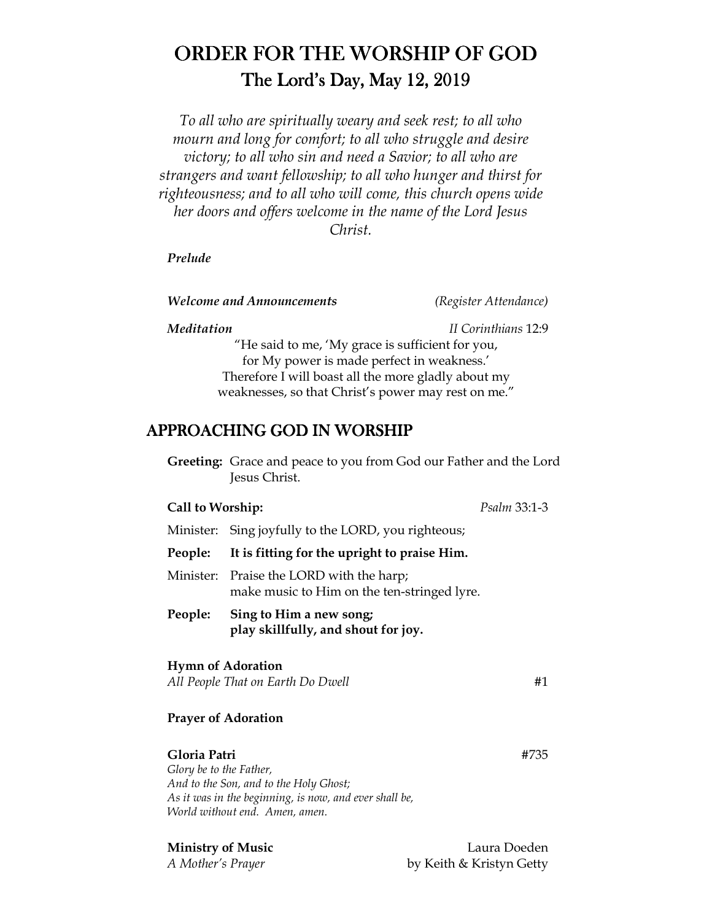# ORDER FOR THE WORSHIP OF GOD

## The Lord's Day, May 12, 2019

*To all who are spiritually weary and seek rest; to all who mourn and long for comfort; to all who struggle and desire victory; to all who sin and need a Savior; to all who are strangers and want fellowship; to all who hunger and thirst for righteousness; and to all who will come, this church opens wide her doors and offers welcome in the name of the Lord Jesus Christ.*

***Prelude***

***Welcome and Announcements*** *(Register Attendance)*

***Meditation*** *II Corinthians* 12:9

"He said to me, 'My grace is sufficient for you,
for My power is made perfect in weakness.'
Therefore I will boast all the more gladly about my
weaknesses, so that Christ's power may rest on me."

## APPROACHING GOD IN WORSHIP

**Greeting:** Grace and peace to you from God our Father and the Lord Jesus Christ.

**Call to Worship:** *Psalm* 33:1-3

Minister: Sing joyfully to the LORD, you righteous;

**People: It is fitting for the upright to praise Him.**

Minister: Praise the LORD with the harp;
make music to Him on the ten-stringed lyre.

**People: Sing to Him a new song;
play skillfully, and shout for joy.**

**Hymn of Adoration**
*All People That on Earth Do Dwell* #1

**Prayer of Adoration**

**Gloria Patri** #735
*Glory be to the Father,*
*And to the Son, and to the Holy Ghost;*
*As it was in the beginning, is now, and ever shall be,*
*World without end. Amen, amen.*

**Ministry of Music** Laura Doeden
*A Mother's Prayer* by Keith & Kristyn Getty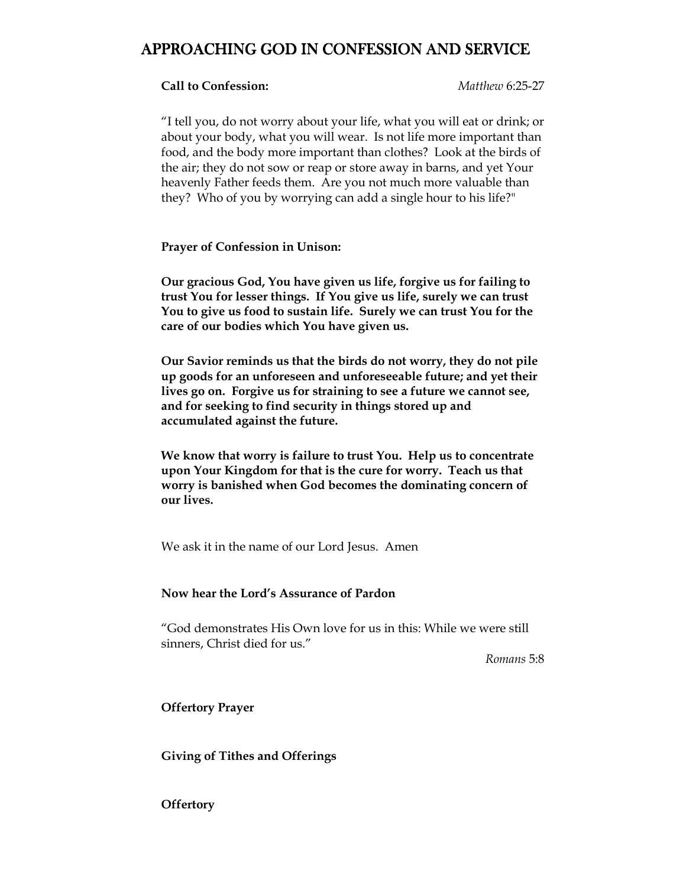# APPROACHING GOD IN CONFESSION AND SERVICE

**Call to Confession:** *Matthew* 6:25-27

"I tell you, do not worry about your life, what you will eat or drink; or about your body, what you will wear. Is not life more important than food, and the body more important than clothes? Look at the birds of the air; they do not sow or reap or store away in barns, and yet Your heavenly Father feeds them. Are you not much more valuable than they? Who of you by worrying can add a single hour to his life?"

**Prayer of Confession in Unison:**

**Our gracious God, You have given us life, forgive us for failing to trust You for lesser things. If You give us life, surely we can trust You to give us food to sustain life. Surely we can trust You for the care of our bodies which You have given us.**

**Our Savior reminds us that the birds do not worry, they do not pile up goods for an unforeseen and unforeseeable future; and yet their lives go on. Forgive us for straining to see a future we cannot see, and for seeking to find security in things stored up and accumulated against the future.**

**We know that worry is failure to trust You. Help us to concentrate upon Your Kingdom for that is the cure for worry. Teach us that worry is banished when God becomes the dominating concern of our lives.**

We ask it in the name of our Lord Jesus. Amen

**Now hear the Lord's Assurance of Pardon**

"God demonstrates His Own love for us in this: While we were still sinners, Christ died for us."

*Romans* 5:8

**Offertory Prayer**

**Giving of Tithes and Offerings**

**Offertory**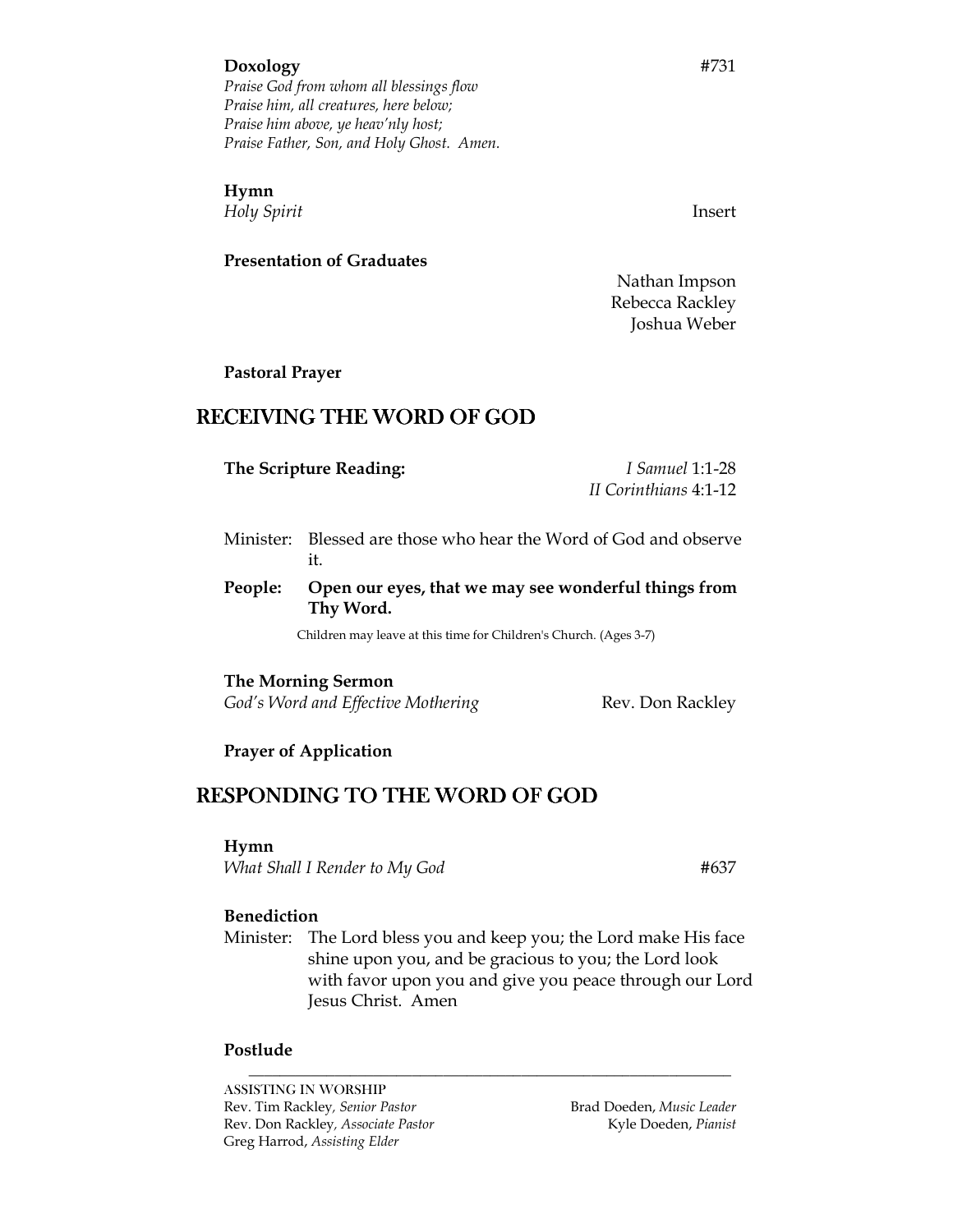**Doxology** #731

*Praise God from whom all blessings flow*
*Praise him, all creatures, here below;*
*Praise him above, ye heav'nly host;*
*Praise Father, Son, and Holy Ghost. Amen.*

**Hymn**
*Holy Spirit* Insert

**Presentation of Graduates**

Nathan Impson
Rebecca Rackley
Joshua Weber

**Pastoral Prayer**

## RECEIVING THE WORD OF GOD

**The Scripture Reading:** *I Samuel* 1:1-28
*II Corinthians* 4:1-12

Minister: Blessed are those who hear the Word of God and observe it.

**People: Open our eyes, that we may see wonderful things from Thy Word.**

Children may leave at this time for Children's Church. (Ages 3-7)

**The Morning Sermon**
*God's Word and Effective Mothering* Rev. Don Rackley

**Prayer of Application**

## RESPONDING TO THE WORD OF GOD

**Hymn**
*What Shall I Render to My God* #637

**Benediction**
Minister: The Lord bless you and keep you; the Lord make His face shine upon you, and be gracious to you; the Lord look with favor upon you and give you peace through our Lord Jesus Christ. Amen

**Postlude**

---

ASSISTING IN WORSHIP
Rev. Tim Rackley, *Senior Pastor*
Rev. Don Rackley, *Associate Pastor*
Greg Harrod, *Assisting Elder*
Brad Doeden, *Music Leader*
Kyle Doeden, *Pianist*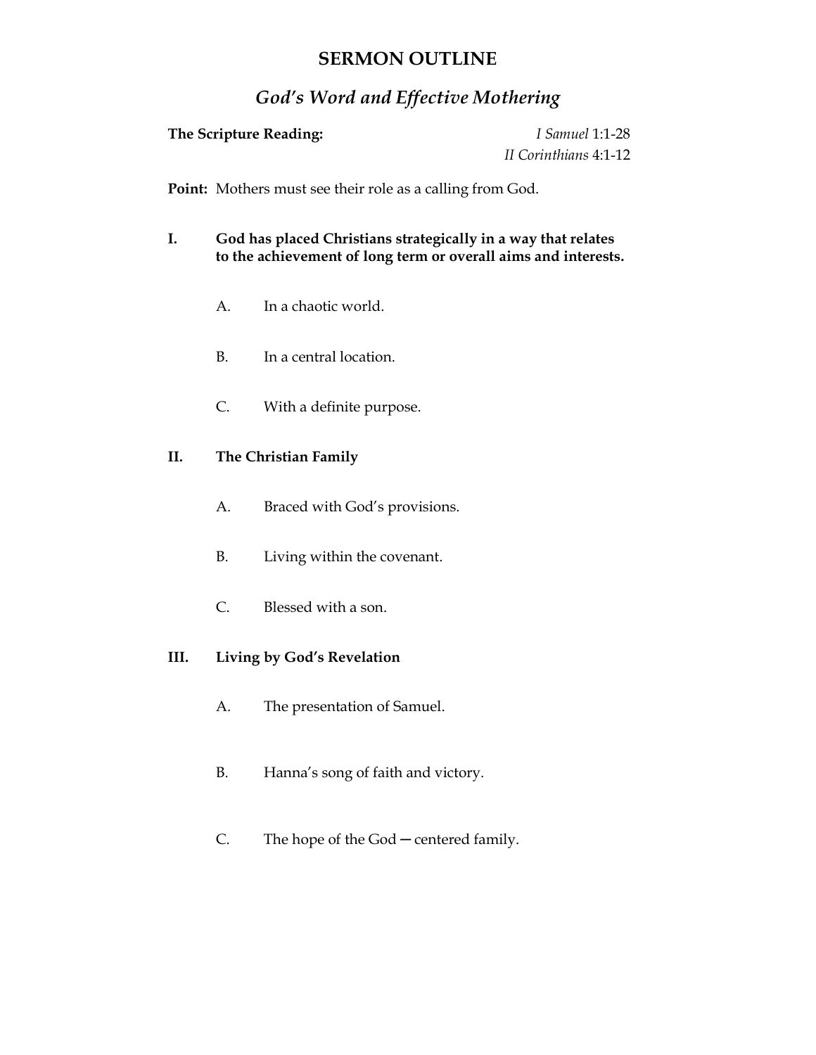# SERMON OUTLINE

## *God's Word and Effective Mothering*

**The Scripture Reading:** *I Samuel* 1:1-28
*II Corinthians* 4:1-12

**Point:** Mothers must see their role as a calling from God.

**I. God has placed Christians strategically in a way that relates to the achievement of long term or overall aims and interests.**

A. In a chaotic world.

B. In a central location.

C. With a definite purpose.

**II. The Christian Family**

A. Braced with God's provisions.

B. Living within the covenant.

C. Blessed with a son.

**III. Living by God's Revelation**

A. The presentation of Samuel.

B. Hanna's song of faith and victory.

C. The hope of the God ─ centered family.